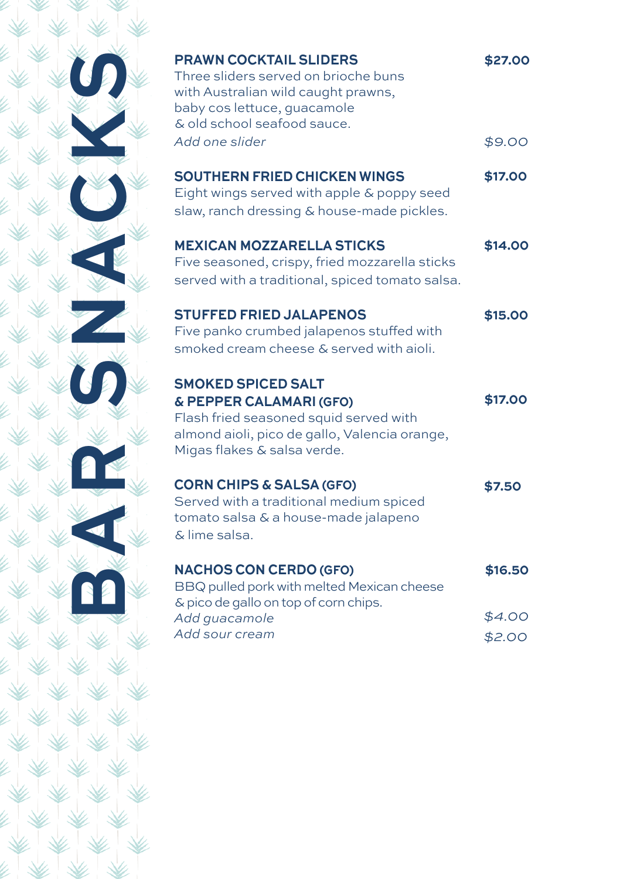# BAR SNACKS

**PRAWN COCKTAIL SLIDERS** **$27.00**
Three sliders served on brioche buns with Australian wild caught prawns, baby cos lettuce, guacamole & old school seafood sauce.
*Add one slider* *$9.00*

**SOUTHERN FRIED CHICKEN WINGS** **$17.00**
Eight wings served with apple & poppy seed slaw, ranch dressing & house-made pickles.

**MEXICAN MOZZARELLA STICKS** **$14.00**
Five seasoned, crispy, fried mozzarella sticks served with a traditional, spiced tomato salsa.

**STUFFED FRIED JALAPENOS** **$15.00**
Five panko crumbed jalapenos stuffed with smoked cream cheese & served with aioli.

**SMOKED SPICED SALT & PEPPER CALAMARI (GFO)** **$17.00**
Flash fried seasoned squid served with almond aioli, pico de gallo, Valencia orange, Migas flakes & salsa verde.

**CORN CHIPS & SALSA (GFO)** **$7.50**
Served with a traditional medium spiced tomato salsa & a house-made jalapeno & lime salsa.

**NACHOS CON CERDO (GFO)** **$16.50**
BBQ pulled pork with melted Mexican cheese & pico de gallo on top of corn chips.
*Add guacamole* *$4.00*
*Add sour cream* *$2.00*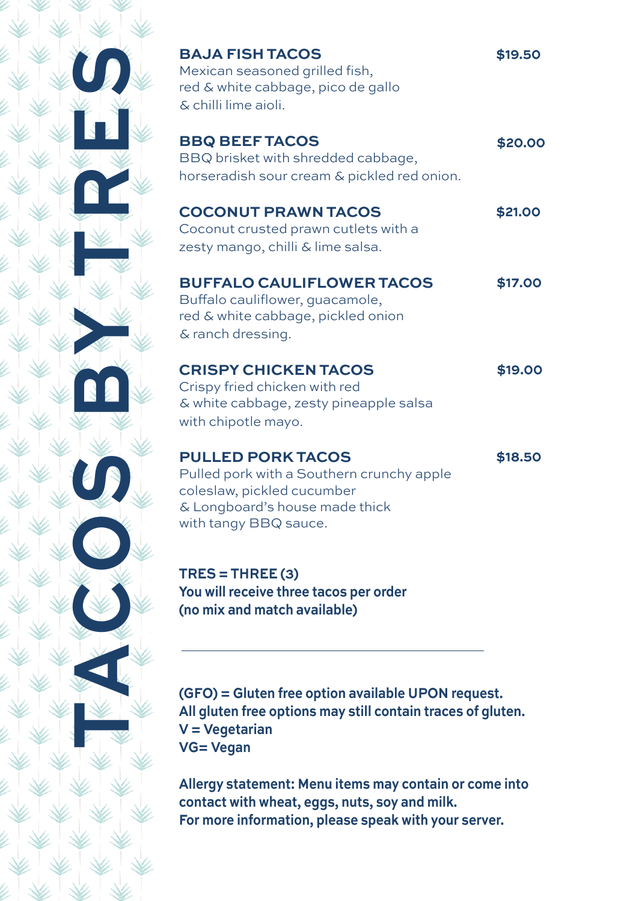# TACOS BY TRES

**BAJA FISH TACOS** **$19.50**
Mexican seasoned grilled fish, red & white cabbage, pico de gallo & chilli lime aioli.

**BBQ BEEF TACOS** **$20.00**
BBQ brisket with shredded cabbage, horseradish sour cream & pickled red onion.

**COCONUT PRAWN TACOS** **$21.00**
Coconut crusted prawn cutlets with a zesty mango, chilli & lime salsa.

**BUFFALO CAULIFLOWER TACOS** **$17.00**
Buffalo cauliflower, guacamole, red & white cabbage, pickled onion & ranch dressing.

**CRISPY CHICKEN TACOS** **$19.00**
Crispy fried chicken with red & white cabbage, zesty pineapple salsa with chipotle mayo.

**PULLED PORK TACOS** **$18.50**
Pulled pork with a Southern crunchy apple coleslaw, pickled cucumber & Longboard's house made thick with tangy BBQ sauce.

**TRES = THREE (3)**
**You will receive three tacos per order**
**(no mix and match available)**

---

**(GFO) = Gluten free option available UPON request.**
**All gluten free options may still contain traces of gluten.**
**V = Vegetarian**
**VG= Vegan**

**Allergy statement: Menu items may contain or come into contact with wheat, eggs, nuts, soy and milk.**
**For more information, please speak with your server.**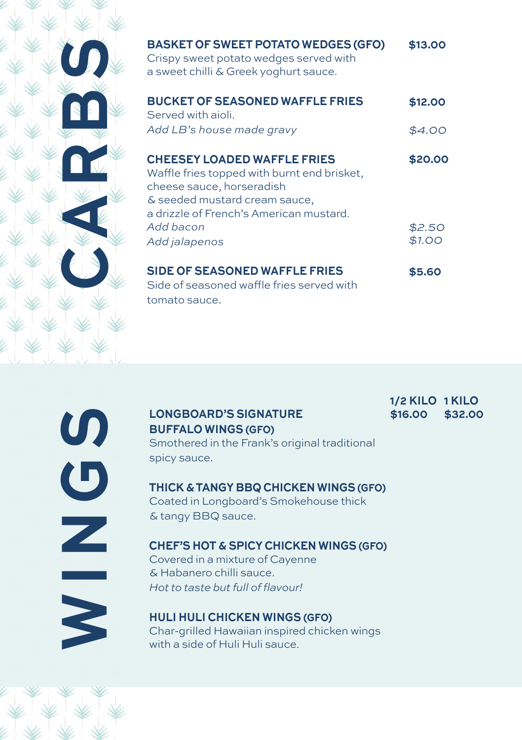# CARBS

**BASKET OF SWEET POTATO WEDGES (GFO)** **$13.00**
Crispy sweet potato wedges served with a sweet chilli & Greek yoghurt sauce.

**BUCKET OF SEASONED WAFFLE FRIES** **$12.00**
Served with aioli.
*Add LB's house made gravy* *$4.00*

**CHEESEY LOADED WAFFLE FRIES** **$20.00**
Waffle fries topped with burnt end brisket, cheese sauce, horseradish & seeded mustard cream sauce, a drizzle of French's American mustard.
*Add bacon* *$2.50*
*Add jalapenos* *$1.00*

**SIDE OF SEASONED WAFFLE FRIES** **$5.60**
Side of seasoned waffle fries served with tomato sauce.

# WINGS

**1/2 KILO $16.00** | **1 KILO $32.00**

**LONGBOARD'S SIGNATURE BUFFALO WINGS (GFO)**
Smothered in the Frank's original traditional spicy sauce.

**THICK & TANGY BBQ CHICKEN WINGS (GFO)**
Coated in Longboard's Smokehouse thick & tangy BBQ sauce.

**CHEF'S HOT & SPICY CHICKEN WINGS (GFO)**
Covered in a mixture of Cayenne & Habanero chilli sauce.
*Hot to taste but full of flavour!*

**HULI HULI CHICKEN WINGS (GFO)**
Char-grilled Hawaiian inspired chicken wings with a side of Huli Huli sauce.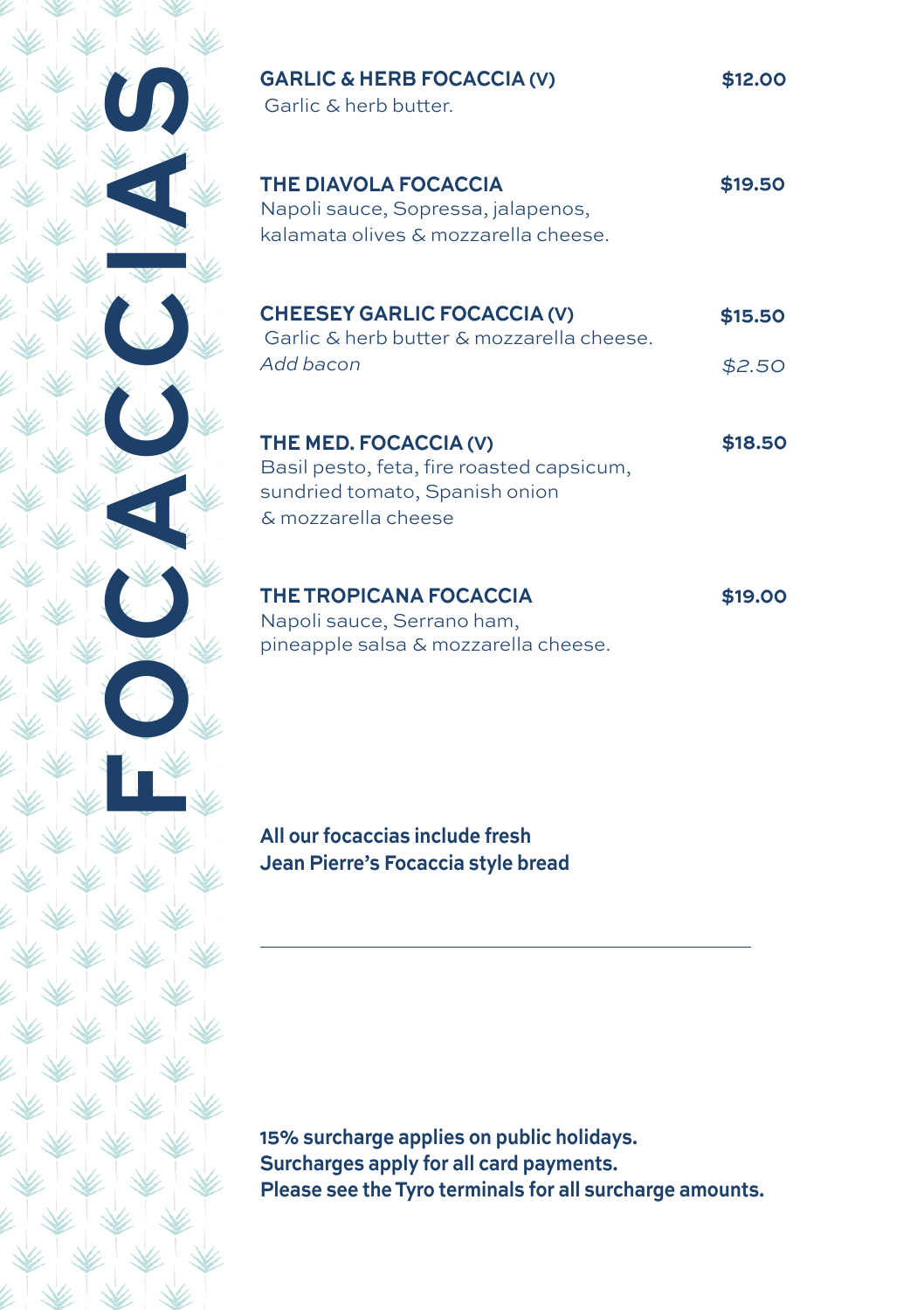# FOCACCIAS

**GARLIC & HERB FOCACCIA (V)** **$12.00**
Garlic & herb butter.

**THE DIAVOLA FOCACCIA** **$19.50**
Napoli sauce, Sopressa, jalapenos, kalamata olives & mozzarella cheese.

**CHEESEY GARLIC FOCACCIA (V)** **$15.50**
Garlic & herb butter & mozzarella cheese.
*Add bacon* *$2.50*

**THE MED. FOCACCIA (V)** **$18.50**
Basil pesto, feta, fire roasted capsicum, sundried tomato, Spanish onion & mozzarella cheese

**THE TROPICANA FOCACCIA** **$19.00**
Napoli sauce, Serrano ham, pineapple salsa & mozzarella cheese.

**All our focaccias include fresh Jean Pierre's Focaccia style bread**

---

**15% surcharge applies on public holidays.**
**Surcharges apply for all card payments.**
**Please see the Tyro terminals for all surcharge amounts.**